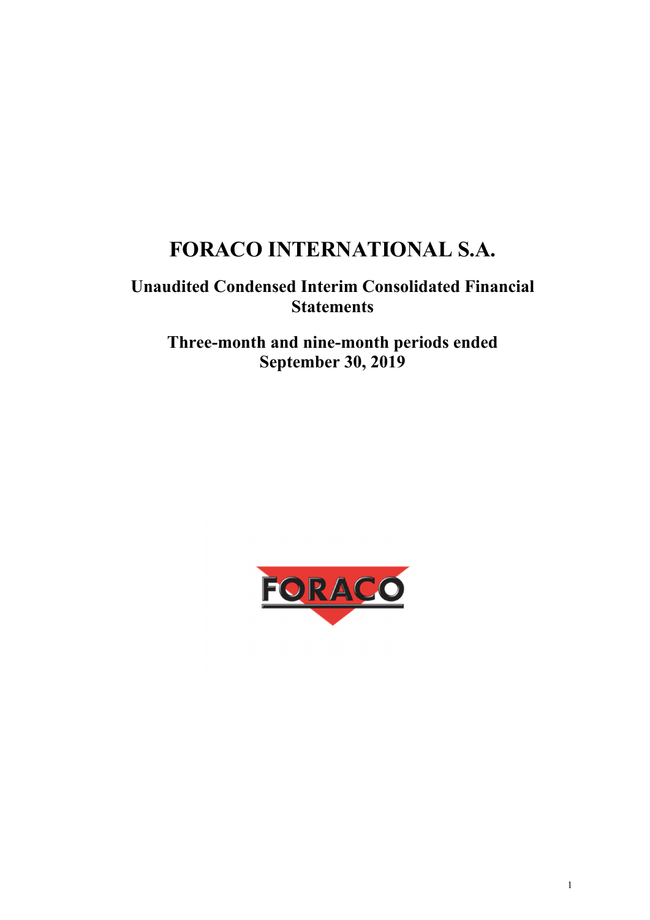# FORACO INTERNATIONAL S.A.

## Unaudited Condensed Interim Consolidated Financial Statements

## Three-month and nine-month periods ended September 30, 2019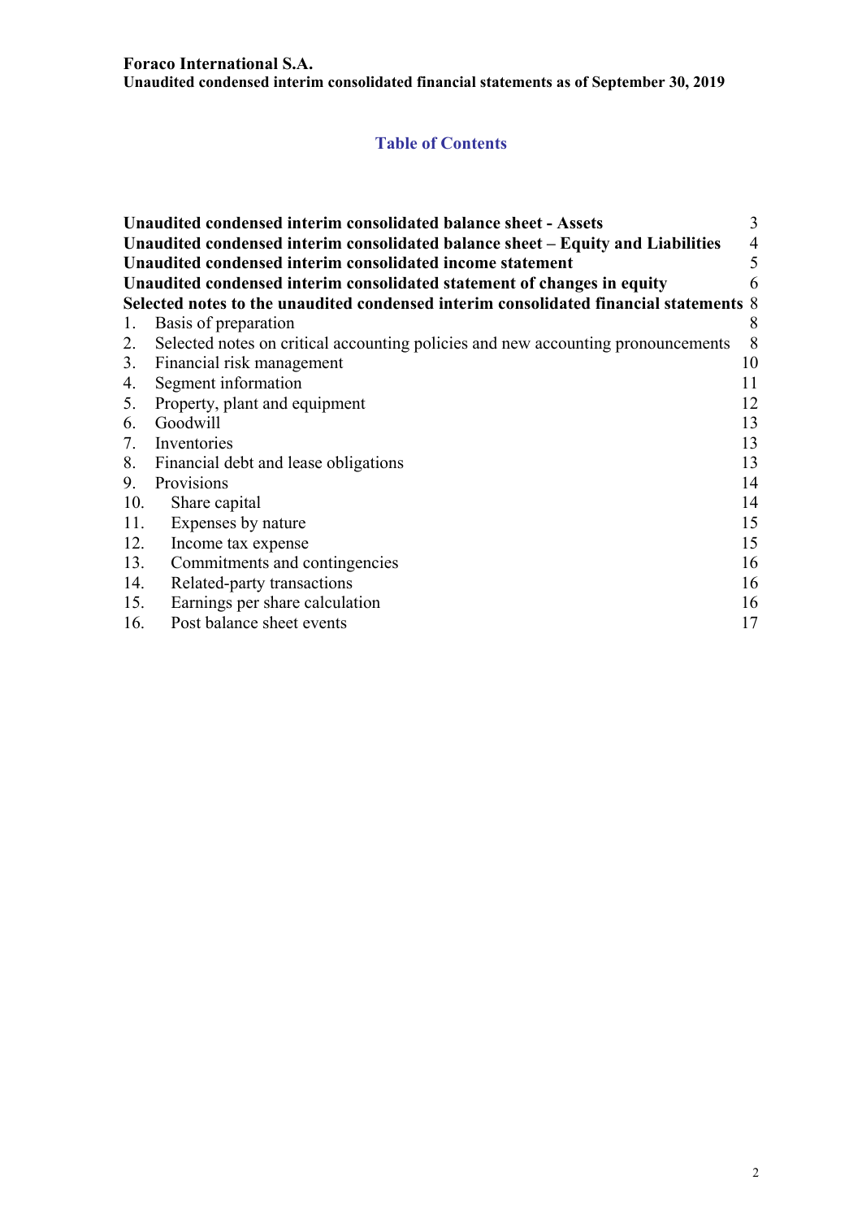**Foraco International S.A.**
**Unaudited condensed interim consolidated financial statements as of September 30, 2019**

## Table of Contents

| | | |
|---|---|---|
| **Unaudited condensed interim consolidated balance sheet - Assets** | | 3 |
| **Unaudited condensed interim consolidated balance sheet – Equity and Liabilities** | | 4 |
| **Unaudited condensed interim consolidated income statement** | | 5 |
| **Unaudited condensed interim consolidated statement of changes in equity** | | 6 |
| **Selected notes to the unaudited condensed interim consolidated financial statements** | | 8 |
| 1. | Basis of preparation | 8 |
| 2. | Selected notes on critical accounting policies and new accounting pronouncements | 8 |
| 3. | Financial risk management | 10 |
| 4. | Segment information | 11 |
| 5. | Property, plant and equipment | 12 |
| 6. | Goodwill | 13 |
| 7. | Inventories | 13 |
| 8. | Financial debt and lease obligations | 13 |
| 9. | Provisions | 14 |
| 10. | Share capital | 14 |
| 11. | Expenses by nature | 15 |
| 12. | Income tax expense | 15 |
| 13. | Commitments and contingencies | 16 |
| 14. | Related-party transactions | 16 |
| 15. | Earnings per share calculation | 16 |
| 16. | Post balance sheet events | 17 |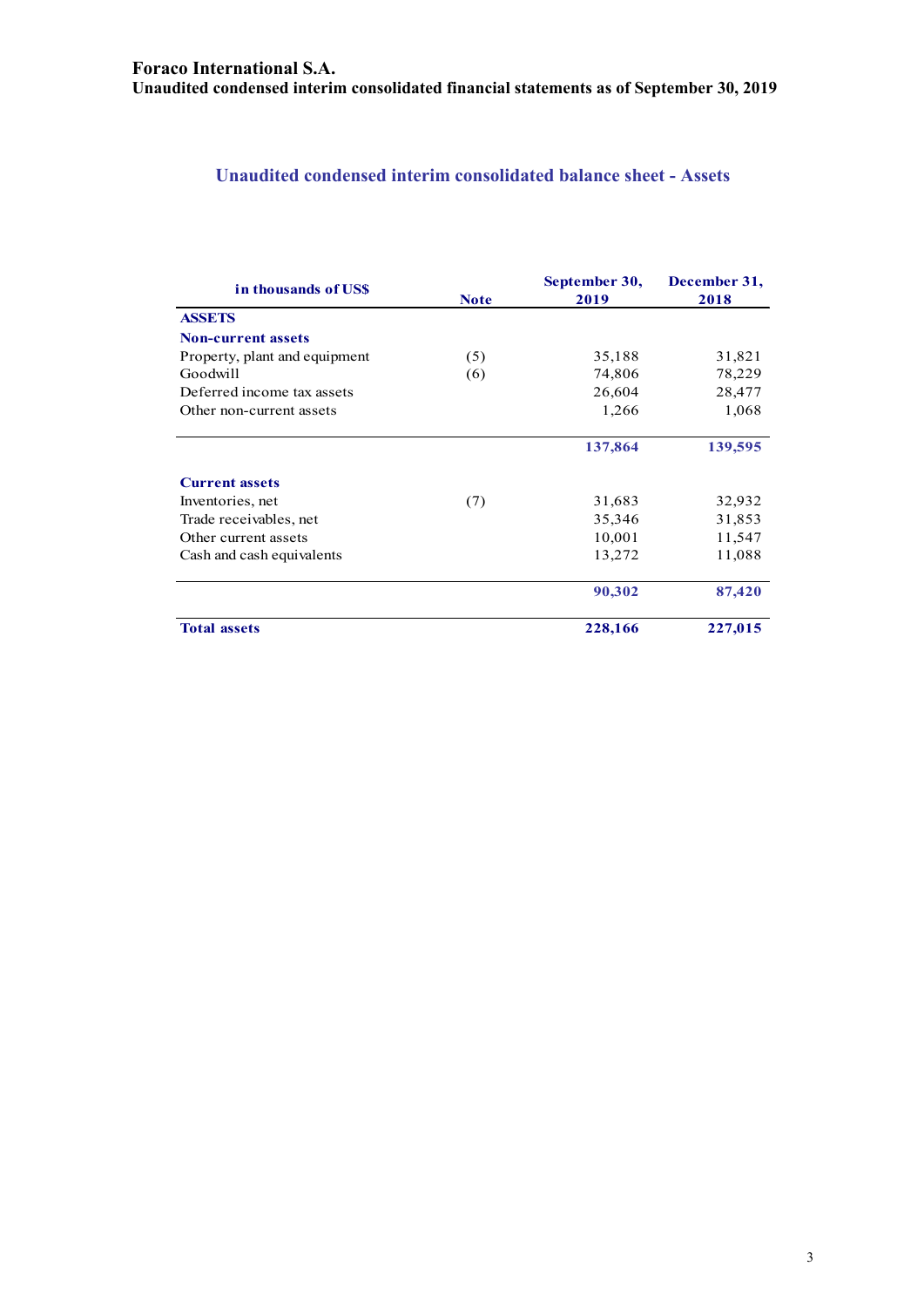**Foraco International S.A.**
**Unaudited condensed interim consolidated financial statements as of September 30, 2019**

## Unaudited condensed interim consolidated balance sheet - Assets

| in thousands of US$ | Note | September 30, 2019 | December 31, 2018 |
|---|---|---|---|
| **ASSETS** | | | |
| **Non-current assets** | | | |
| Property, plant and equipment | (5) | 35,188 | 31,821 |
| Goodwill | (6) | 74,806 | 78,229 |
| Deferred income tax assets | | 26,604 | 28,477 |
| Other non-current assets | | 1,266 | 1,068 |
| | | **137,864** | **139,595** |
| **Current assets** | | | |
| Inventories, net | (7) | 31,683 | 32,932 |
| Trade receivables, net | | 35,346 | 31,853 |
| Other current assets | | 10,001 | 11,547 |
| Cash and cash equivalents | | 13,272 | 11,088 |
| | | **90,302** | **87,420** |
| **Total assets** | | **228,166** | **227,015** |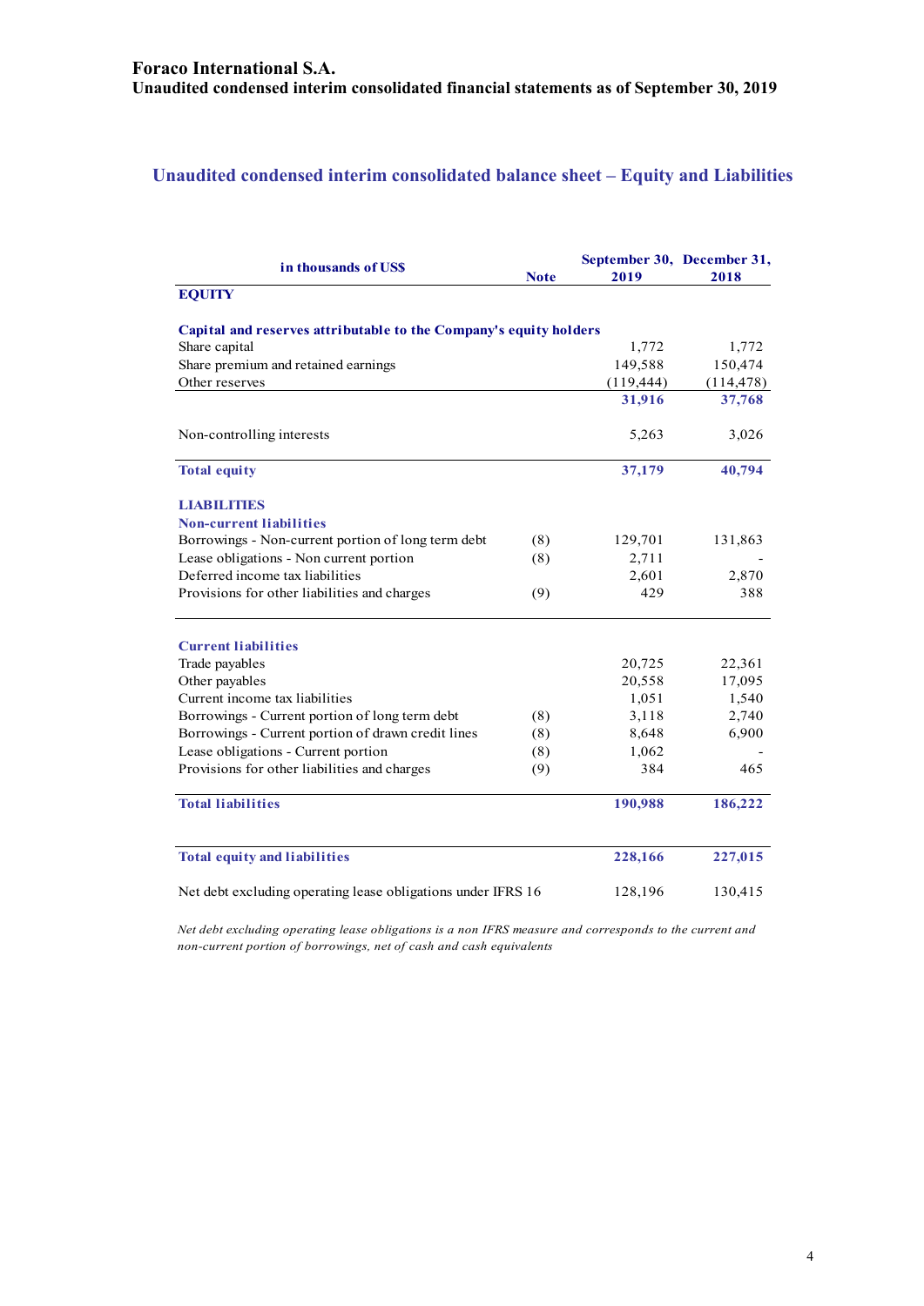## Unaudited condensed interim consolidated balance sheet – Equity and Liabilities

| in thousands of US$ | Note | September 30, 2019 | December 31, 2018 |
|---|---|---|---|
| **EQUITY** | | | |
| | | | |
| **Capital and reserves attributable to the Company's equity holders** | | | |
| Share capital | | 1,772 | 1,772 |
| Share premium and retained earnings | | 149,588 | 150,474 |
| Other reserves | | (119,444) | (114,478) |
| | | **31,916** | **37,768** |
| | | | |
| Non-controlling interests | | 5,263 | 3,026 |
| | | | |
| **Total equity** | | **37,179** | **40,794** |
| | | | |
| **LIABILITIES** | | | |
| **Non-current liabilities** | | | |
| Borrowings - Non-current portion of long term debt | (8) | 129,701 | 131,863 |
| Lease obligations - Non current portion | (8) | 2,711 | - |
| Deferred income tax liabilities | | 2,601 | 2,870 |
| Provisions for other liabilities and charges | (9) | 429 | 388 |
| | | | |
| **Current liabilities** | | | |
| Trade payables | | 20,725 | 22,361 |
| Other payables | | 20,558 | 17,095 |
| Current income tax liabilities | | 1,051 | 1,540 |
| Borrowings - Current portion of long term debt | (8) | 3,118 | 2,740 |
| Borrowings - Current portion of drawn credit lines | (8) | 8,648 | 6,900 |
| Lease obligations - Current portion | (8) | 1,062 | - |
| Provisions for other liabilities and charges | (9) | 384 | 465 |
| | | | |
| **Total liabilities** | | **190,988** | **186,222** |
| | | | |
| **Total equity and liabilities** | | **228,166** | **227,015** |
| | | | |
| Net debt excluding operating lease obligations under IFRS 16 | | 128,196 | 130,415 |

*Net debt excluding operating lease obligations is a non IFRS measure and corresponds to the current and non-current portion of borrowings, net of cash and cash equivalents*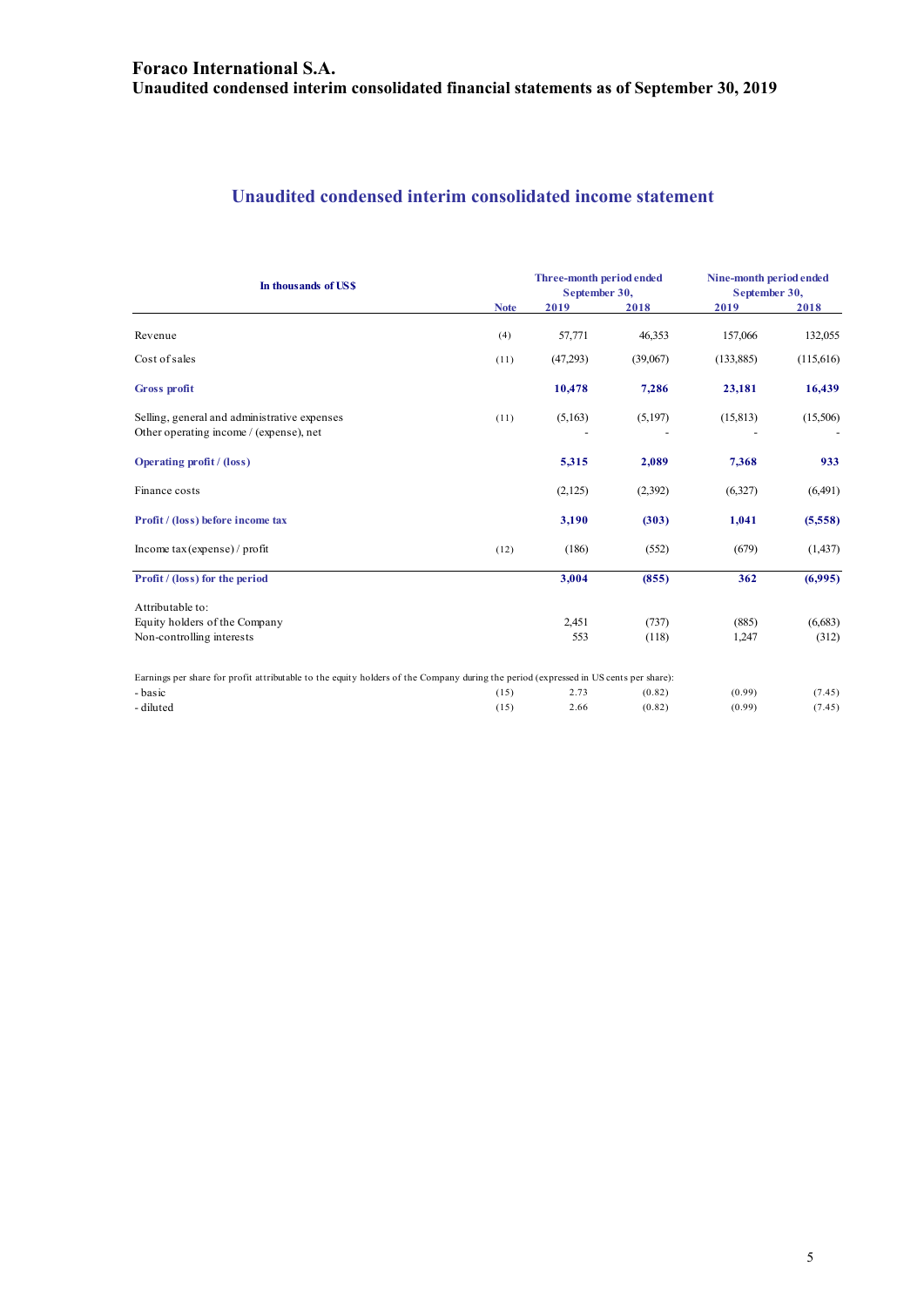**Foraco International S.A.**
**Unaudited condensed interim consolidated financial statements as of September 30, 2019**

## Unaudited condensed interim consolidated income statement

| In thousands of US$ | Note | Three-month period ended September 30, 2019 | Three-month period ended September 30, 2018 | Nine-month period ended September 30, 2019 | Nine-month period ended September 30, 2018 |
|---|---|---|---|---|---|
| Revenue | (4) | 57,771 | 46,353 | 157,066 | 132,055 |
| Cost of sales | (11) | (47,293) | (39,067) | (133,885) | (115,616) |
| **Gross profit** | | **10,478** | **7,286** | **23,181** | **16,439** |
| Selling, general and administrative expenses | (11) | (5,163) | (5,197) | (15,813) | (15,506) |
| Other operating income / (expense), net | | - | - | - | - |
| **Operating profit / (loss)** | | **5,315** | **2,089** | **7,368** | **933** |
| Finance costs | | (2,125) | (2,392) | (6,327) | (6,491) |
| **Profit / (loss) before income tax** | | **3,190** | **(303)** | **1,041** | **(5,558)** |
| Income tax (expense) / profit | (12) | (186) | (552) | (679) | (1,437) |
| **Profit / (loss) for the period** | | **3,004** | **(855)** | **362** | **(6,995)** |
| Attributable to: | | | | | |
| Equity holders of the Company | | 2,451 | (737) | (885) | (6,683) |
| Non-controlling interests | | 553 | (118) | 1,247 | (312) |
| Earnings per share for profit attributable to the equity holders of the Company during the period (expressed in US cents per share): | | | | | |
| - basic | (15) | 2.73 | (0.82) | (0.99) | (7.45) |
| - diluted | (15) | 2.66 | (0.82) | (0.99) | (7.45) |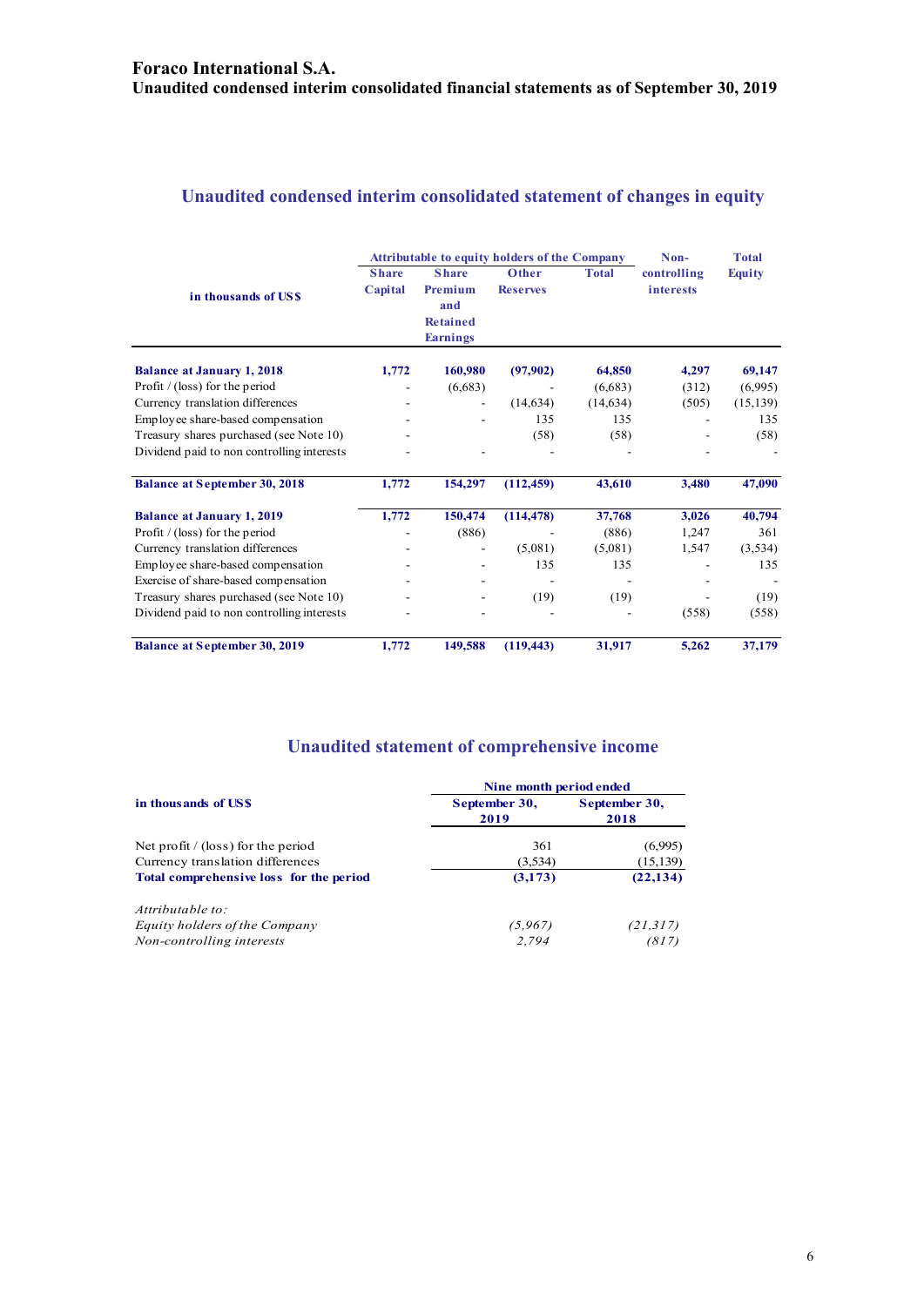**Foraco International S.A.**
**Unaudited condensed interim consolidated financial statements as of September 30, 2019**

## Unaudited condensed interim consolidated statement of changes in equity

| in thousands of US$ | Attributable to equity holders of the Company | | | | Non-controlling interests | Total Equity |
|---|---|---|---|---|---|---|
| | Share Capital | Share Premium and Retained Earnings | Other Reserves | Total | | |
| **Balance at January 1, 2018** | **1,772** | **160,980** | **(97,902)** | **64,850** | **4,297** | **69,147** |
| Profit / (loss) for the period | - | (6,683) | - | (6,683) | (312) | (6,995) |
| Currency translation differences | - | - | (14,634) | (14,634) | (505) | (15,139) |
| Employee share-based compensation | - | - | 135 | 135 | - | 135 |
| Treasury shares purchased (see Note 10) | - | | (58) | (58) | - | (58) |
| Dividend paid to non controlling interests | - | - | - | - | - | - |
| **Balance at September 30, 2018** | **1,772** | **154,297** | **(112,459)** | **43,610** | **3,480** | **47,090** |
| **Balance at January 1, 2019** | **1,772** | **150,474** | **(114,478)** | **37,768** | **3,026** | **40,794** |
| Profit / (loss) for the period | - | (886) | - | (886) | 1,247 | 361 |
| Currency translation differences | - | - | (5,081) | (5,081) | 1,547 | (3,534) |
| Employee share-based compensation | - | - | 135 | 135 | - | 135 |
| Exercise of share-based compensation | - | - | - | - | - | - |
| Treasury shares purchased (see Note 10) | - | - | (19) | (19) | - | (19) |
| Dividend paid to non controlling interests | - | - | - | - | (558) | (558) |
| **Balance at September 30, 2019** | **1,772** | **149,588** | **(119,443)** | **31,917** | **5,262** | **37,179** |

## Unaudited statement of comprehensive income

| in thousands of US$ | Nine month period ended | |
|---|---|---|
| | September 30, 2019 | September 30, 2018 |
| Net profit / (loss) for the period | 361 | (6,995) |
| Currency translation differences | (3,534) | (15,139) |
| **Total comprehensive loss for the period** | **(3,173)** | **(22,134)** |
| *Attributable to:* | | |
| *Equity holders of the Company* | *(5,967)* | *(21,317)* |
| *Non-controlling interests* | *2,794* | *(817)* |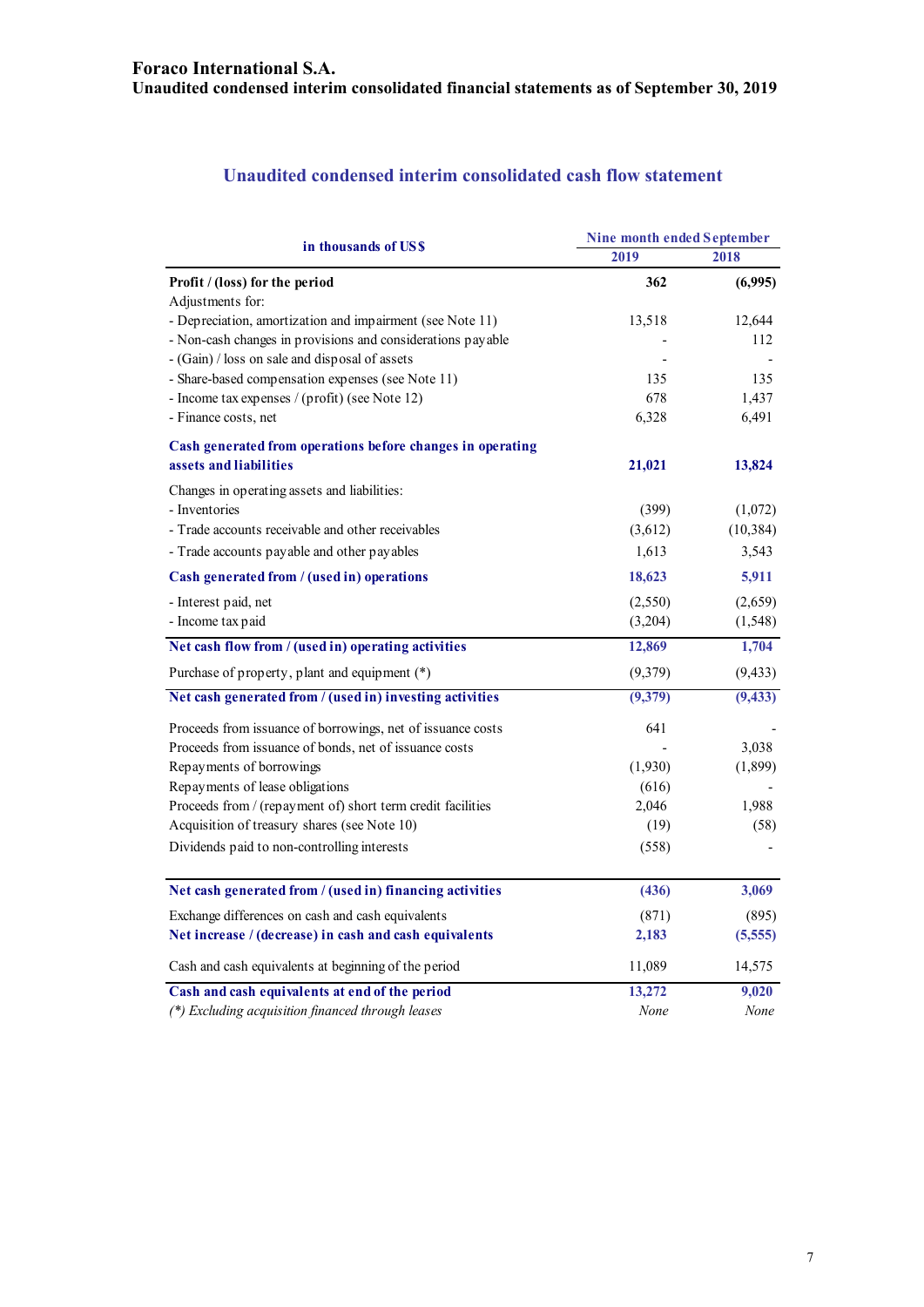# Foraco International S.A.

## Unaudited condensed interim consolidated financial statements as of September 30, 2019

### Unaudited condensed interim consolidated cash flow statement

| in thousands of US$ | Nine month ended September | |
|---|---|---|
| | 2019 | 2018 |
| **Profit / (loss) for the period** | **362** | **(6,995)** |
| Adjustments for: | | |
| - Depreciation, amortization and impairment (see Note 11) | 13,518 | 12,644 |
| - Non-cash changes in provisions and considerations payable | - | 112 |
| - (Gain) / loss on sale and disposal of assets | - | - |
| - Share-based compensation expenses (see Note 11) | 135 | 135 |
| - Income tax expenses / (profit) (see Note 12) | 678 | 1,437 |
| - Finance costs, net | 6,328 | 6,491 |
| **Cash generated from operations before changes in operating assets and liabilities** | **21,021** | **13,824** |
| Changes in operating assets and liabilities: | | |
| - Inventories | (399) | (1,072) |
| - Trade accounts receivable and other receivables | (3,612) | (10,384) |
| - Trade accounts payable and other payables | 1,613 | 3,543 |
| **Cash generated from / (used in) operations** | **18,623** | **5,911** |
| - Interest paid, net | (2,550) | (2,659) |
| - Income tax paid | (3,204) | (1,548) |
| **Net cash flow from / (used in) operating activities** | **12,869** | **1,704** |
| Purchase of property, plant and equipment (*) | (9,379) | (9,433) |
| **Net cash generated from / (used in) investing activities** | **(9,379)** | **(9,433)** |
| Proceeds from issuance of borrowings, net of issuance costs | 641 | - |
| Proceeds from issuance of bonds, net of issuance costs | - | 3,038 |
| Repayments of borrowings | (1,930) | (1,899) |
| Repayments of lease obligations | (616) | - |
| Proceeds from / (repayment of) short term credit facilities | 2,046 | 1,988 |
| Acquisition of treasury shares (see Note 10) | (19) | (58) |
| Dividends paid to non-controlling interests | (558) | - |
| **Net cash generated from / (used in) financing activities** | **(436)** | **3,069** |
| Exchange differences on cash and cash equivalents | (871) | (895) |
| **Net increase / (decrease) in cash and cash equivalents** | **2,183** | **(5,555)** |
| Cash and cash equivalents at beginning of the period | 11,089 | 14,575 |
| **Cash and cash equivalents at end of the period** | **13,272** | **9,020** |
| *(*) Excluding acquisition financed through leases* | *None* | *None* |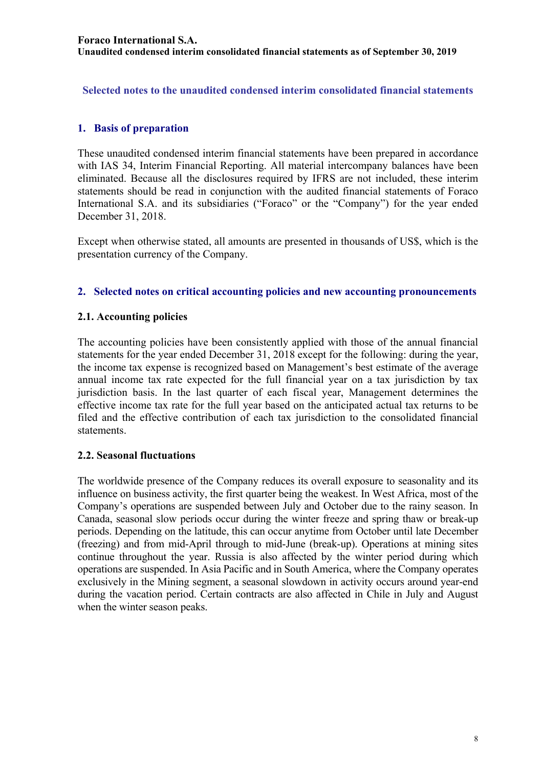## Selected notes to the unaudited condensed interim consolidated financial statements

### 1. Basis of preparation

These unaudited condensed interim financial statements have been prepared in accordance with IAS 34, Interim Financial Reporting. All material intercompany balances have been eliminated. Because all the disclosures required by IFRS are not included, these interim statements should be read in conjunction with the audited financial statements of Foraco International S.A. and its subsidiaries ("Foraco" or the "Company") for the year ended December 31, 2018.

Except when otherwise stated, all amounts are presented in thousands of US$, which is the presentation currency of the Company.

### 2. Selected notes on critical accounting policies and new accounting pronouncements

#### 2.1. Accounting policies

The accounting policies have been consistently applied with those of the annual financial statements for the year ended December 31, 2018 except for the following: during the year, the income tax expense is recognized based on Management's best estimate of the average annual income tax rate expected for the full financial year on a tax jurisdiction by tax jurisdiction basis. In the last quarter of each fiscal year, Management determines the effective income tax rate for the full year based on the anticipated actual tax returns to be filed and the effective contribution of each tax jurisdiction to the consolidated financial statements.

#### 2.2. Seasonal fluctuations

The worldwide presence of the Company reduces its overall exposure to seasonality and its influence on business activity, the first quarter being the weakest. In West Africa, most of the Company's operations are suspended between July and October due to the rainy season. In Canada, seasonal slow periods occur during the winter freeze and spring thaw or break-up periods. Depending on the latitude, this can occur anytime from October until late December (freezing) and from mid-April through to mid-June (break-up). Operations at mining sites continue throughout the year. Russia is also affected by the winter period during which operations are suspended. In Asia Pacific and in South America, where the Company operates exclusively in the Mining segment, a seasonal slowdown in activity occurs around year-end during the vacation period. Certain contracts are also affected in Chile in July and August when the winter season peaks.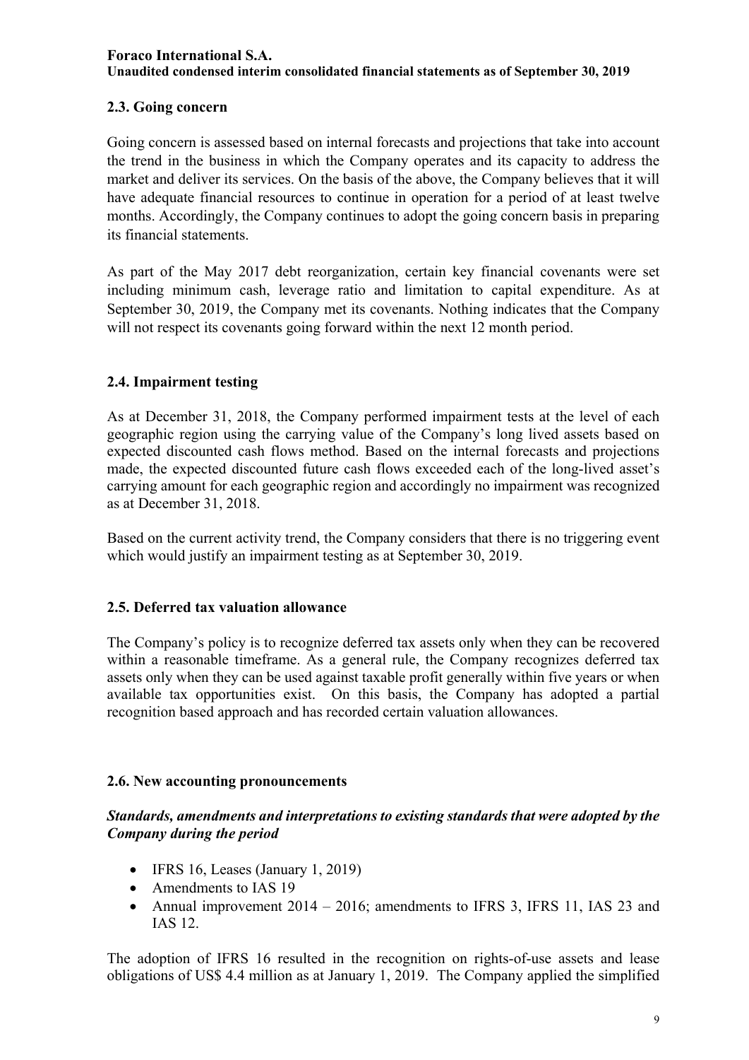## 2.3. Going concern

Going concern is assessed based on internal forecasts and projections that take into account the trend in the business in which the Company operates and its capacity to address the market and deliver its services. On the basis of the above, the Company believes that it will have adequate financial resources to continue in operation for a period of at least twelve months. Accordingly, the Company continues to adopt the going concern basis in preparing its financial statements.

As part of the May 2017 debt reorganization, certain key financial covenants were set including minimum cash, leverage ratio and limitation to capital expenditure. As at September 30, 2019, the Company met its covenants. Nothing indicates that the Company will not respect its covenants going forward within the next 12 month period.

## 2.4. Impairment testing

As at December 31, 2018, the Company performed impairment tests at the level of each geographic region using the carrying value of the Company's long lived assets based on expected discounted cash flows method. Based on the internal forecasts and projections made, the expected discounted future cash flows exceeded each of the long-lived asset's carrying amount for each geographic region and accordingly no impairment was recognized as at December 31, 2018.

Based on the current activity trend, the Company considers that there is no triggering event which would justify an impairment testing as at September 30, 2019.

## 2.5. Deferred tax valuation allowance

The Company's policy is to recognize deferred tax assets only when they can be recovered within a reasonable timeframe. As a general rule, the Company recognizes deferred tax assets only when they can be used against taxable profit generally within five years or when available tax opportunities exist. On this basis, the Company has adopted a partial recognition based approach and has recorded certain valuation allowances.

## 2.6. New accounting pronouncements

***Standards, amendments and interpretations to existing standards that were adopted by the Company during the period***

- IFRS 16, Leases (January 1, 2019)
- Amendments to IAS 19
- Annual improvement 2014 – 2016; amendments to IFRS 3, IFRS 11, IAS 23 and IAS 12.

The adoption of IFRS 16 resulted in the recognition on rights-of-use assets and lease obligations of US$ 4.4 million as at January 1, 2019. The Company applied the simplified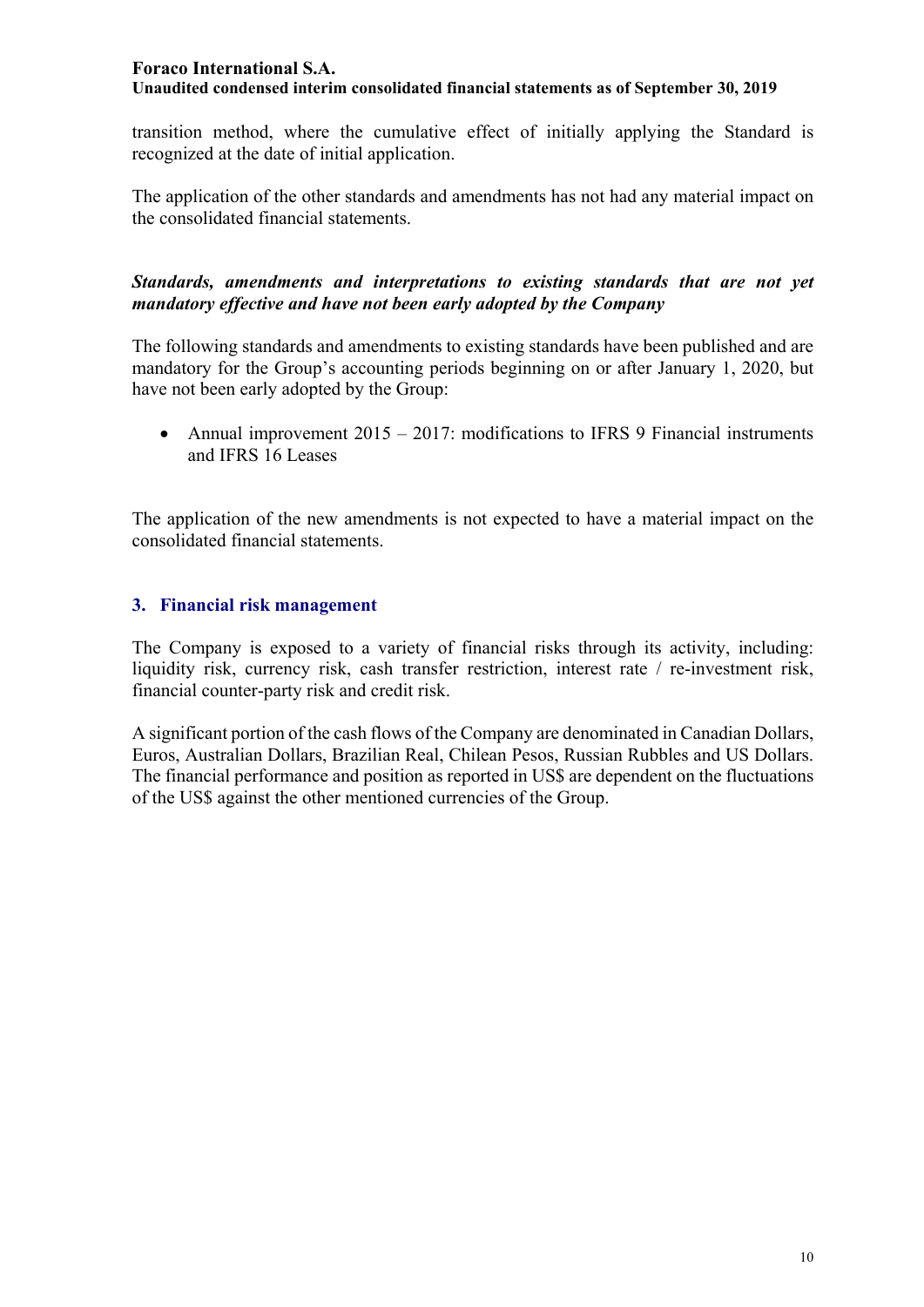transition method, where the cumulative effect of initially applying the Standard is recognized at the date of initial application.

The application of the other standards and amendments has not had any material impact on the consolidated financial statements.

***Standards, amendments and interpretations to existing standards that are not yet mandatory effective and have not been early adopted by the Company***

The following standards and amendments to existing standards have been published and are mandatory for the Group's accounting periods beginning on or after January 1, 2020, but have not been early adopted by the Group:

- Annual improvement 2015 – 2017: modifications to IFRS 9 Financial instruments and IFRS 16 Leases

The application of the new amendments is not expected to have a material impact on the consolidated financial statements.

## 3. Financial risk management

The Company is exposed to a variety of financial risks through its activity, including: liquidity risk, currency risk, cash transfer restriction, interest rate / re-investment risk, financial counter-party risk and credit risk.

A significant portion of the cash flows of the Company are denominated in Canadian Dollars, Euros, Australian Dollars, Brazilian Real, Chilean Pesos, Russian Rubbles and US Dollars. The financial performance and position as reported in US$ are dependent on the fluctuations of the US$ against the other mentioned currencies of the Group.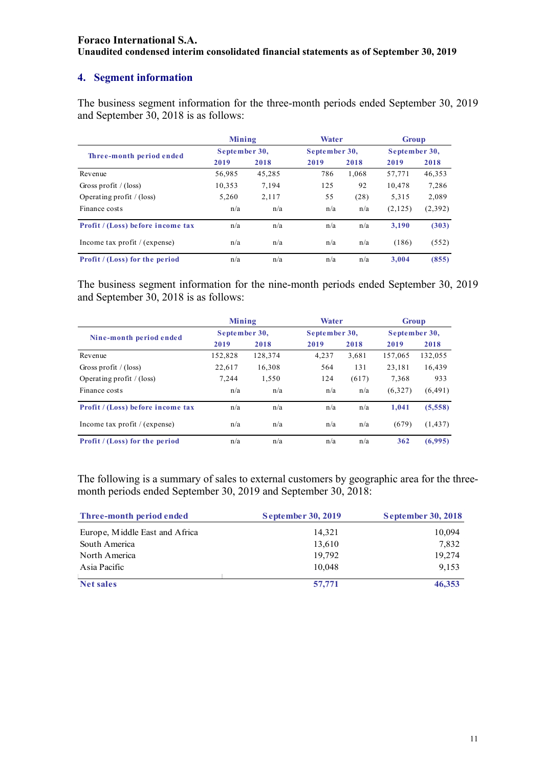**Foraco International S.A.**
**Unaudited condensed interim consolidated financial statements as of September 30, 2019**

## 4. Segment information

The business segment information for the three-month periods ended September 30, 2019 and September 30, 2018 is as follows:

| Three-month period ended | Mining | | Water | | Group | |
|---|---|---|---|---|---|---|
| | September 30, | | September 30, | | September 30, | |
| | 2019 | 2018 | 2019 | 2018 | 2019 | 2018 |
| Revenue | 56,985 | 45,285 | 786 | 1,068 | 57,771 | 46,353 |
| Gross profit / (loss) | 10,353 | 7,194 | 125 | 92 | 10,478 | 7,286 |
| Operating profit / (loss) | 5,260 | 2,117 | 55 | (28) | 5,315 | 2,089 |
| Finance costs | n/a | n/a | n/a | n/a | (2,125) | (2,392) |
| **Profit / (Loss) before income tax** | n/a | n/a | n/a | n/a | **3,190** | **(303)** |
| Income tax profit / (expense) | n/a | n/a | n/a | n/a | (186) | (552) |
| **Profit / (Loss) for the period** | n/a | n/a | n/a | n/a | **3,004** | **(855)** |

The business segment information for the nine-month periods ended September 30, 2019 and September 30, 2018 is as follows:

| Nine-month period ended | Mining | | Water | | Group | |
|---|---|---|---|---|---|---|
| | September 30, | | September 30, | | September 30, | |
| | 2019 | 2018 | 2019 | 2018 | 2019 | 2018 |
| Revenue | 152,828 | 128,374 | 4,237 | 3,681 | 157,065 | 132,055 |
| Gross profit / (loss) | 22,617 | 16,308 | 564 | 131 | 23,181 | 16,439 |
| Operating profit / (loss) | 7,244 | 1,550 | 124 | (617) | 7,368 | 933 |
| Finance costs | n/a | n/a | n/a | n/a | (6,327) | (6,491) |
| **Profit / (Loss) before income tax** | n/a | n/a | n/a | n/a | **1,041** | **(5,558)** |
| Income tax profit / (expense) | n/a | n/a | n/a | n/a | (679) | (1,437) |
| **Profit / (Loss) for the period** | n/a | n/a | n/a | n/a | **362** | **(6,995)** |

The following is a summary of sales to external customers by geographic area for the three-month periods ended September 30, 2019 and September 30, 2018:

| Three-month period ended | September 30, 2019 | September 30, 2018 |
|---|---|---|
| Europe, Middle East and Africa | 14,321 | 10,094 |
| South America | 13,610 | 7,832 |
| North America | 19,792 | 19,274 |
| Asia Pacific | 10,048 | 9,153 |
| **Net sales** | **57,771** | **46,353** |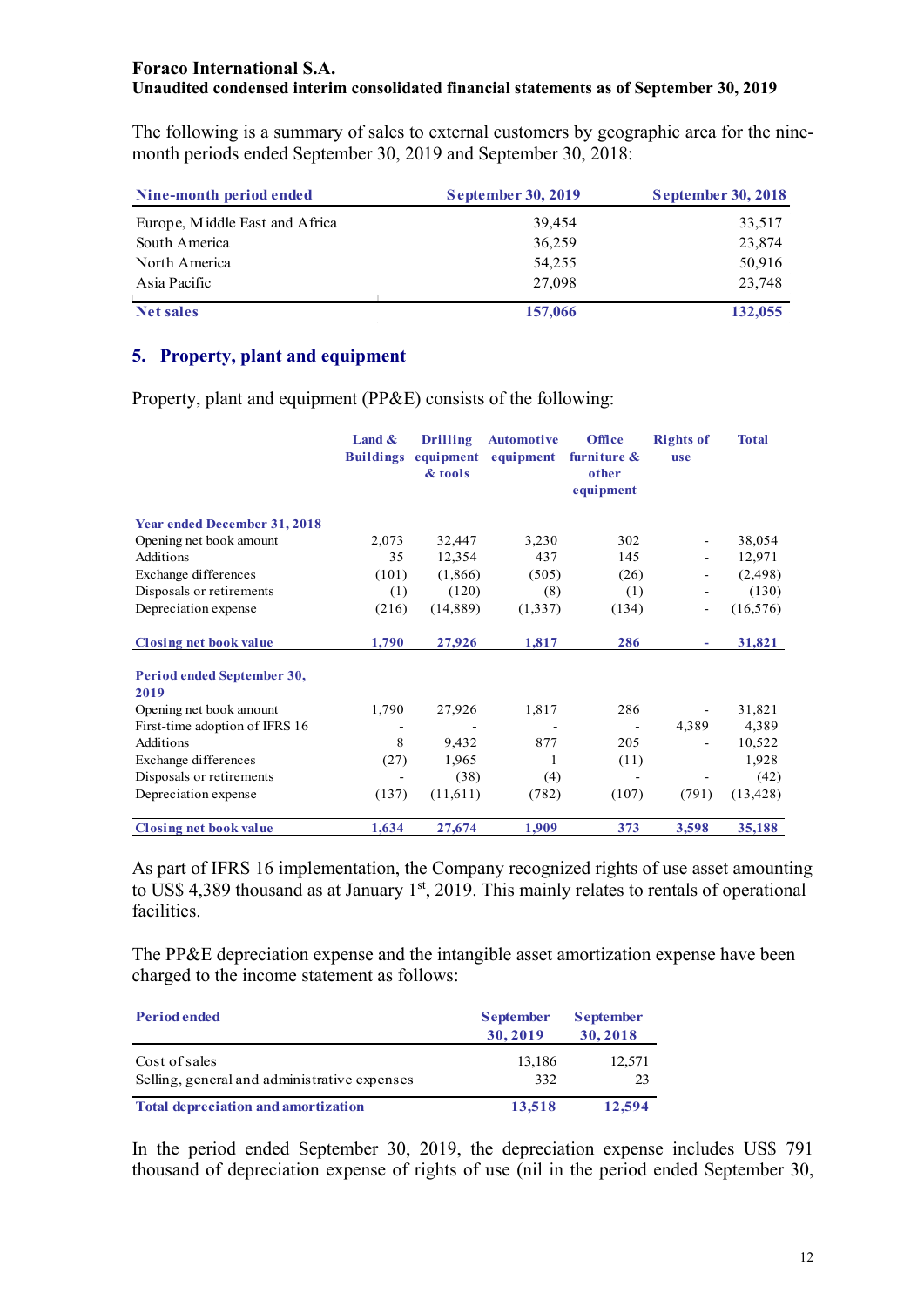The following is a summary of sales to external customers by geographic area for the nine-month periods ended September 30, 2019 and September 30, 2018:

| Nine-month period ended | September 30, 2019 | September 30, 2018 |
|---|---|---|
| Europe, Middle East and Africa | 39,454 | 33,517 |
| South America | 36,259 | 23,874 |
| North America | 54,255 | 50,916 |
| Asia Pacific | 27,098 | 23,748 |
| **Net sales** | **157,066** | **132,055** |

## 5. Property, plant and equipment

Property, plant and equipment (PP&E) consists of the following:

| | Land & Buildings | Drilling equipment & tools | Automotive equipment | Office furniture & other equipment | Rights of use | Total |
|---|---|---|---|---|---|---|
| **Year ended December 31, 2018** | | | | | | |
| Opening net book amount | 2,073 | 32,447 | 3,230 | 302 | - | 38,054 |
| Additions | 35 | 12,354 | 437 | 145 | - | 12,971 |
| Exchange differences | (101) | (1,866) | (505) | (26) | - | (2,498) |
| Disposals or retirements | (1) | (120) | (8) | (1) | - | (130) |
| Depreciation expense | (216) | (14,889) | (1,337) | (134) | - | (16,576) |
| **Closing net book value** | **1,790** | **27,926** | **1,817** | **286** | **-** | **31,821** |
| **Period ended September 30, 2019** | | | | | | |
| Opening net book amount | 1,790 | 27,926 | 1,817 | 286 | - | 31,821 |
| First-time adoption of IFRS 16 | - | - | - | - | 4,389 | 4,389 |
| Additions | 8 | 9,432 | 877 | 205 | - | 10,522 |
| Exchange differences | (27) | 1,965 | 1 | (11) | | 1,928 |
| Disposals or retirements | - | (38) | (4) | - | - | (42) |
| Depreciation expense | (137) | (11,611) | (782) | (107) | (791) | (13,428) |
| **Closing net book value** | **1,634** | **27,674** | **1,909** | **373** | **3,598** | **35,188** |

As part of IFRS 16 implementation, the Company recognized rights of use asset amounting to US$ 4,389 thousand as at January 1st, 2019. This mainly relates to rentals of operational facilities.

The PP&E depreciation expense and the intangible asset amortization expense have been charged to the income statement as follows:

| Period ended | September 30, 2019 | September 30, 2018 |
|---|---|---|
| Cost of sales | 13,186 | 12,571 |
| Selling, general and administrative expenses | 332 | 23 |
| **Total depreciation and amortization** | **13,518** | **12,594** |

In the period ended September 30, 2019, the depreciation expense includes US$ 791 thousand of depreciation expense of rights of use (nil in the period ended September 30,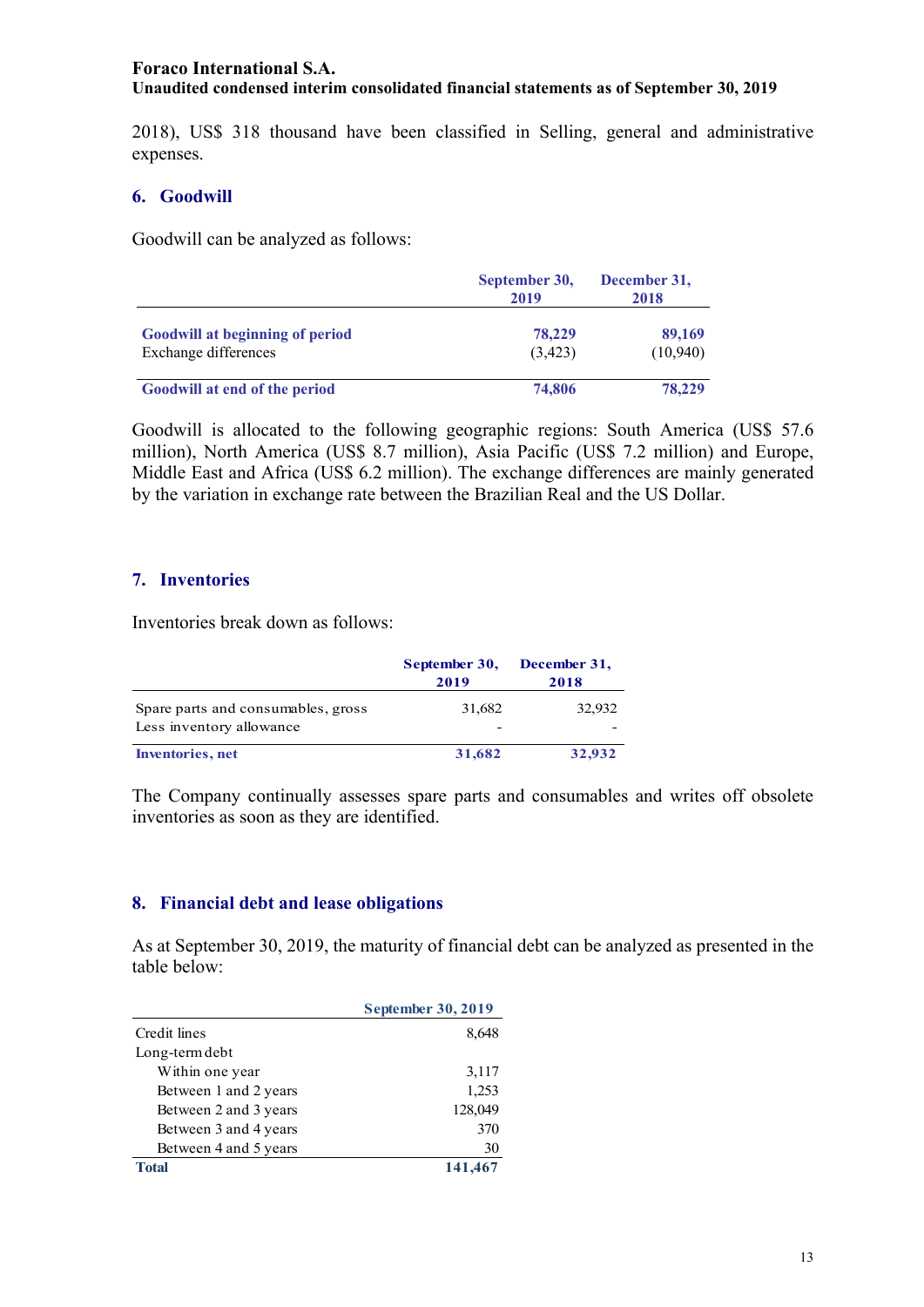2018), US$ 318 thousand have been classified in Selling, general and administrative expenses.

## 6. Goodwill

Goodwill can be analyzed as follows:

| | September 30, 2019 | December 31, 2018 |
|---|---|---|
| **Goodwill at beginning of period** | **78,229** | **89,169** |
| Exchange differences | (3,423) | (10,940) |
| **Goodwill at end of the period** | **74,806** | **78,229** |

Goodwill is allocated to the following geographic regions: South America (US$ 57.6 million), North America (US$ 8.7 million), Asia Pacific (US$ 7.2 million) and Europe, Middle East and Africa (US$ 6.2 million). The exchange differences are mainly generated by the variation in exchange rate between the Brazilian Real and the US Dollar.

## 7. Inventories

Inventories break down as follows:

| | September 30, 2019 | December 31, 2018 |
|---|---|---|
| Spare parts and consumables, gross | 31,682 | 32,932 |
| Less inventory allowance | - | - |
| **Inventories, net** | **31,682** | **32,932** |

The Company continually assesses spare parts and consumables and writes off obsolete inventories as soon as they are identified.

## 8. Financial debt and lease obligations

As at September 30, 2019, the maturity of financial debt can be analyzed as presented in the table below:

| | September 30, 2019 |
|---|---|
| Credit lines | 8,648 |
| Long-term debt | |
| Within one year | 3,117 |
| Between 1 and 2 years | 1,253 |
| Between 2 and 3 years | 128,049 |
| Between 3 and 4 years | 370 |
| Between 4 and 5 years | 30 |
| **Total** | **141,467** |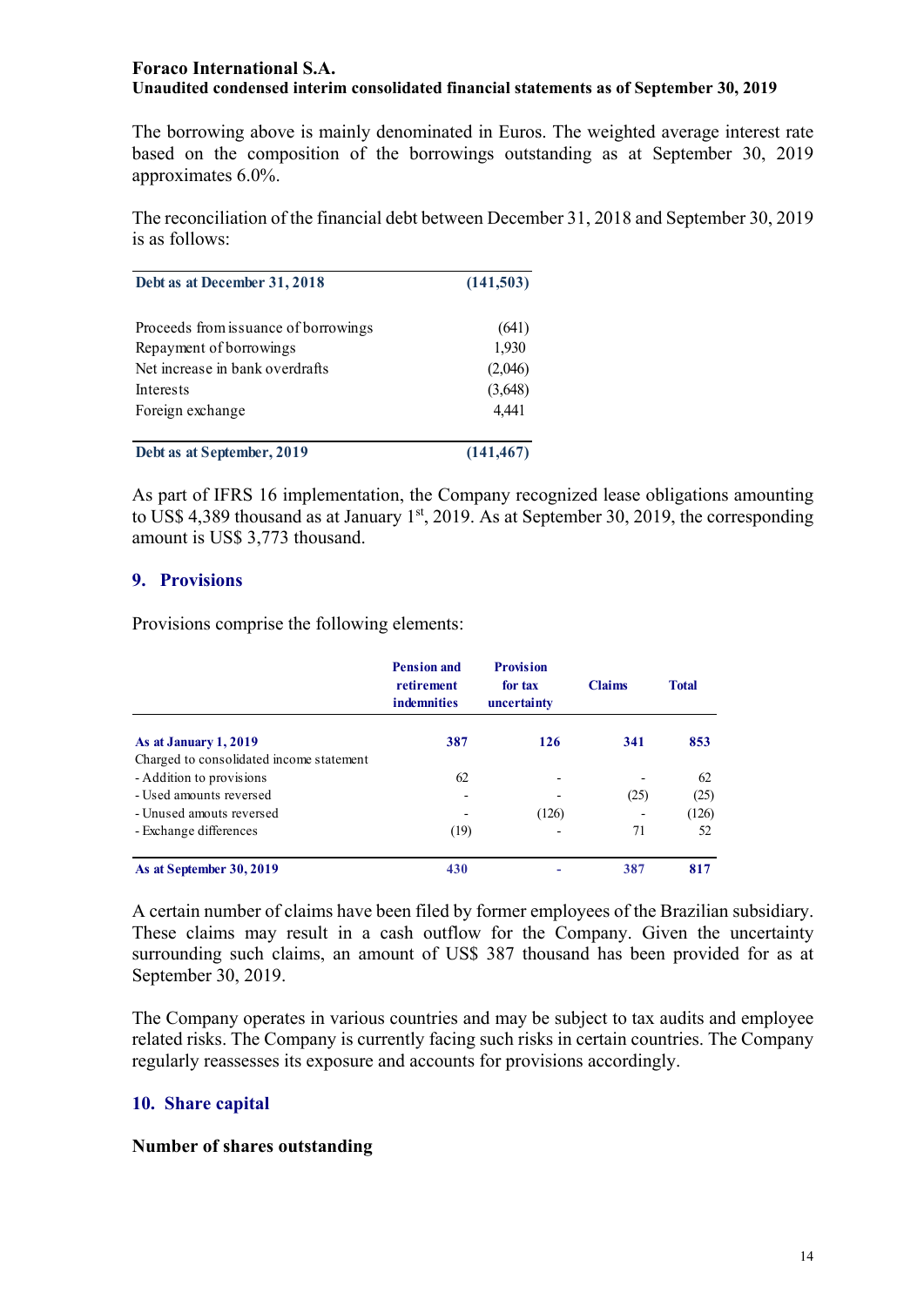The borrowing above is mainly denominated in Euros. The weighted average interest rate based on the composition of the borrowings outstanding as at September 30, 2019 approximates 6.0%.

The reconciliation of the financial debt between December 31, 2018 and September 30, 2019 is as follows:

| Debt as at December 31, 2018 | (141,503) |
|---|---|
| Proceeds from issuance of borrowings | (641) |
| Repayment of borrowings | 1,930 |
| Net increase in bank overdrafts | (2,046) |
| Interests | (3,648) |
| Foreign exchange | 4,441 |
| **Debt as at September, 2019** | **(141,467)** |

As part of IFRS 16 implementation, the Company recognized lease obligations amounting to US$ 4,389 thousand as at January 1st, 2019. As at September 30, 2019, the corresponding amount is US$ 3,773 thousand.

## 9. Provisions

Provisions comprise the following elements:

| | Pension and retirement indemnities | Provision for tax uncertainty | Claims | Total |
|---|---|---|---|---|
| **As at January 1, 2019** | **387** | **126** | **341** | **853** |
| Charged to consolidated income statement | | | | |
| - Addition to provisions | 62 | - | - | 62 |
| - Used amounts reversed | - | - | (25) | (25) |
| - Unused amouts reversed | - | (126) | - | (126) |
| - Exchange differences | (19) | - | 71 | 52 |
| **As at September 30, 2019** | **430** | **-** | **387** | **817** |

A certain number of claims have been filed by former employees of the Brazilian subsidiary. These claims may result in a cash outflow for the Company. Given the uncertainty surrounding such claims, an amount of US$ 387 thousand has been provided for as at September 30, 2019.

The Company operates in various countries and may be subject to tax audits and employee related risks. The Company is currently facing such risks in certain countries. The Company regularly reassesses its exposure and accounts for provisions accordingly.

## 10. Share capital

### Number of shares outstanding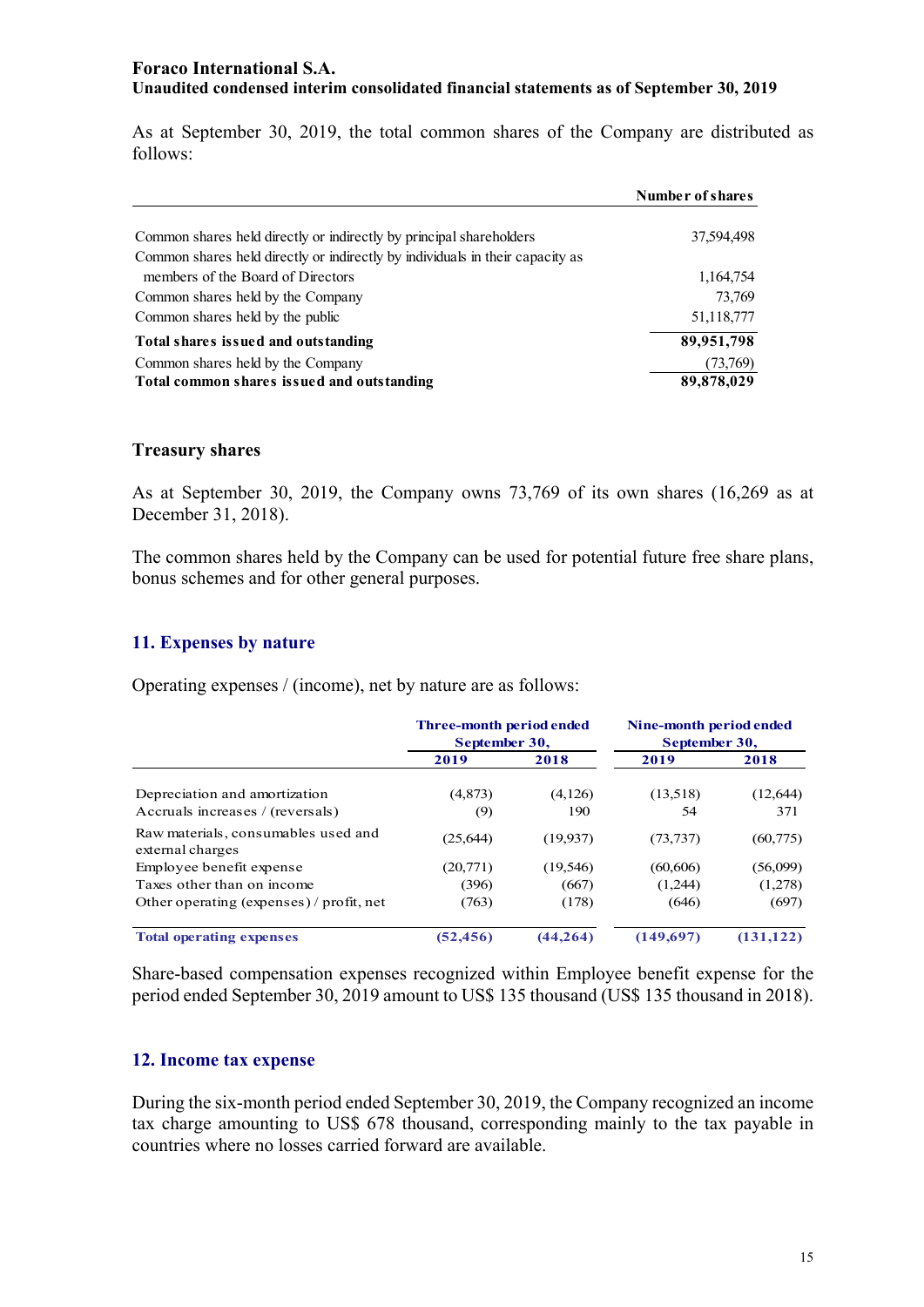As at September 30, 2019, the total common shares of the Company are distributed as follows:

| | Number of shares |
|---|---|
| Common shares held directly or indirectly by principal shareholders | 37,594,498 |
| Common shares held directly or indirectly by individuals in their capacity as members of the Board of Directors | 1,164,754 |
| Common shares held by the Company | 73,769 |
| Common shares held by the public | 51,118,777 |
| **Total shares issued and outstanding** | **89,951,798** |
| Common shares held by the Company | (73,769) |
| **Total common shares issued and outstanding** | **89,878,029** |

### Treasury shares

As at September 30, 2019, the Company owns 73,769 of its own shares (16,269 as at December 31, 2018).

The common shares held by the Company can be used for potential future free share plans, bonus schemes and for other general purposes.

## 11. Expenses by nature

Operating expenses / (income), net by nature are as follows:

| | Three-month period ended September 30, | | Nine-month period ended September 30, | |
|---|---|---|---|---|
| | 2019 | 2018 | 2019 | 2018 |
| Depreciation and amortization | (4,873) | (4,126) | (13,518) | (12,644) |
| Accruals increases / (reversals) | (9) | 190 | 54 | 371 |
| Raw materials, consumables used and external charges | (25,644) | (19,937) | (73,737) | (60,775) |
| Employee benefit expense | (20,771) | (19,546) | (60,606) | (56,099) |
| Taxes other than on income | (396) | (667) | (1,244) | (1,278) |
| Other operating (expenses) / profit, net | (763) | (178) | (646) | (697) |
| **Total operating expenses** | **(52,456)** | **(44,264)** | **(149,697)** | **(131,122)** |

Share-based compensation expenses recognized within Employee benefit expense for the period ended September 30, 2019 amount to US$ 135 thousand (US$ 135 thousand in 2018).

## 12. Income tax expense

During the six-month period ended September 30, 2019, the Company recognized an income tax charge amounting to US$ 678 thousand, corresponding mainly to the tax payable in countries where no losses carried forward are available.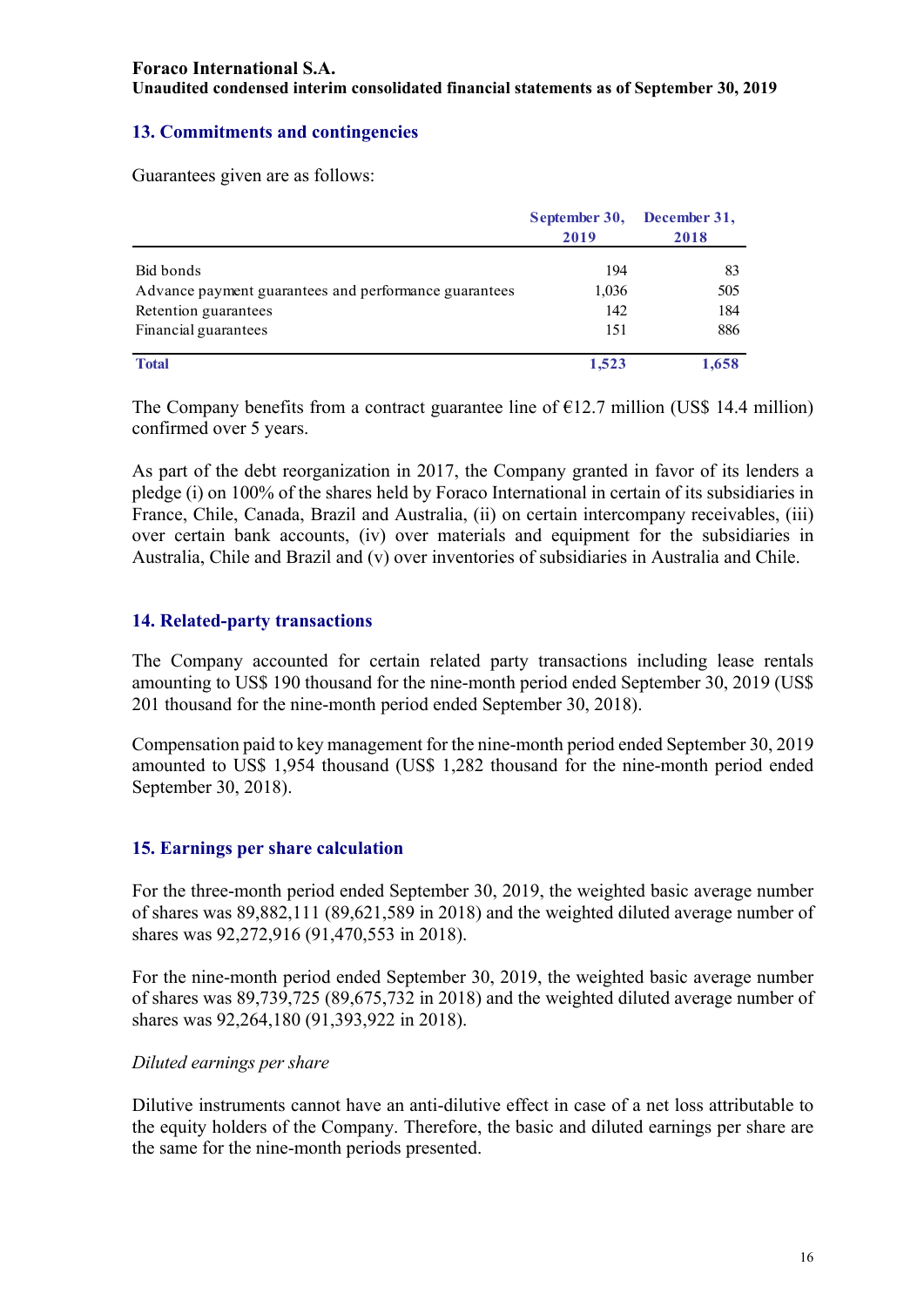## 13. Commitments and contingencies

Guarantees given are as follows:

| | September 30, 2019 | December 31, 2018 |
|---|---|---|
| Bid bonds | 194 | 83 |
| Advance payment guarantees and performance guarantees | 1,036 | 505 |
| Retention guarantees | 142 | 184 |
| Financial guarantees | 151 | 886 |
| **Total** | **1,523** | **1,658** |

The Company benefits from a contract guarantee line of €12.7 million (US$ 14.4 million) confirmed over 5 years.

As part of the debt reorganization in 2017, the Company granted in favor of its lenders a pledge (i) on 100% of the shares held by Foraco International in certain of its subsidiaries in France, Chile, Canada, Brazil and Australia, (ii) on certain intercompany receivables, (iii) over certain bank accounts, (iv) over materials and equipment for the subsidiaries in Australia, Chile and Brazil and (v) over inventories of subsidiaries in Australia and Chile.

## 14. Related-party transactions

The Company accounted for certain related party transactions including lease rentals amounting to US$ 190 thousand for the nine-month period ended September 30, 2019 (US$ 201 thousand for the nine-month period ended September 30, 2018).

Compensation paid to key management for the nine-month period ended September 30, 2019 amounted to US$ 1,954 thousand (US$ 1,282 thousand for the nine-month period ended September 30, 2018).

## 15. Earnings per share calculation

For the three-month period ended September 30, 2019, the weighted basic average number of shares was 89,882,111 (89,621,589 in 2018) and the weighted diluted average number of shares was 92,272,916 (91,470,553 in 2018).

For the nine-month period ended September 30, 2019, the weighted basic average number of shares was 89,739,725 (89,675,732 in 2018) and the weighted diluted average number of shares was 92,264,180 (91,393,922 in 2018).

*Diluted earnings per share*

Dilutive instruments cannot have an anti-dilutive effect in case of a net loss attributable to the equity holders of the Company. Therefore, the basic and diluted earnings per share are the same for the nine-month periods presented.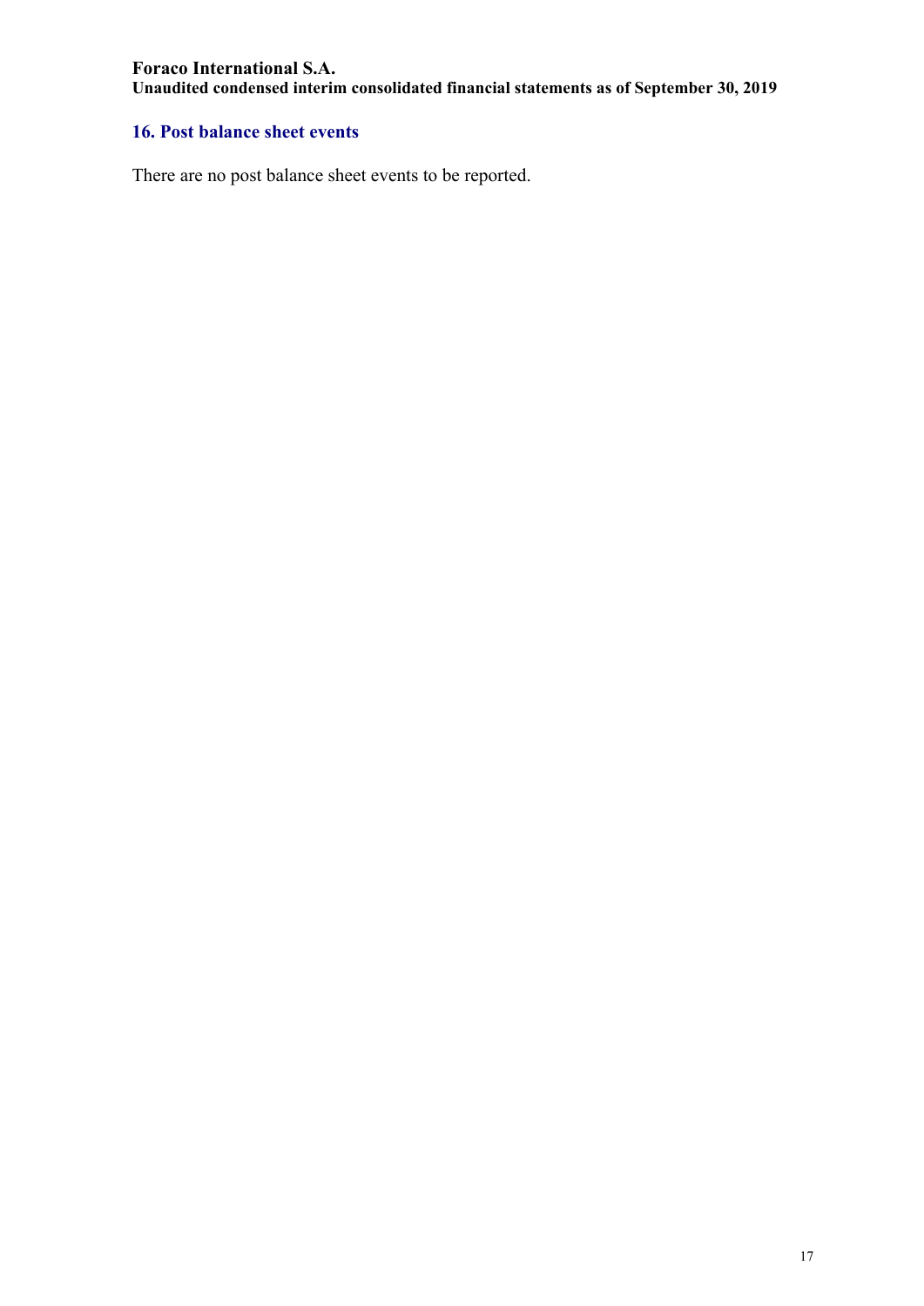## 16. Post balance sheet events

There are no post balance sheet events to be reported.